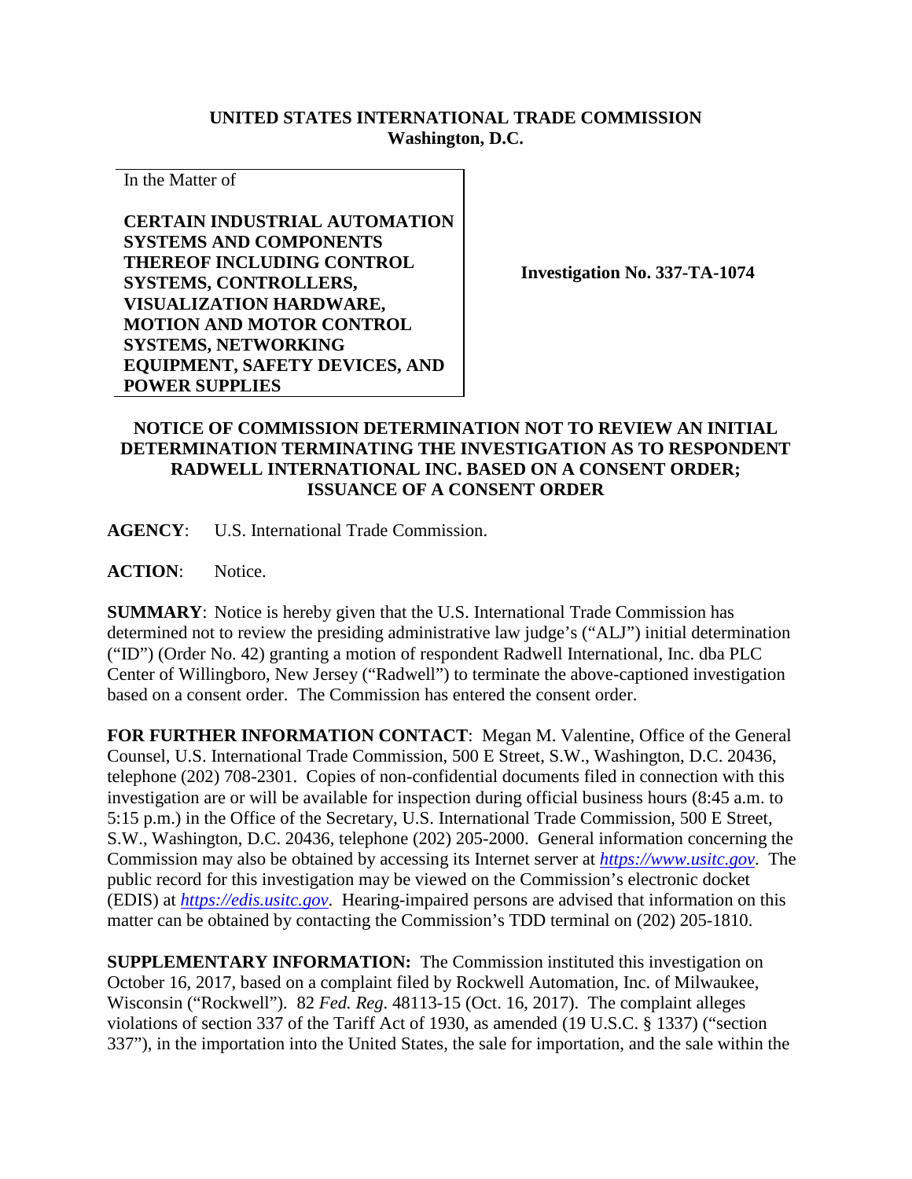**UNITED STATES INTERNATIONAL TRADE COMMISSION**
**Washington, D.C.**

In the Matter of

**CERTAIN INDUSTRIAL AUTOMATION SYSTEMS AND COMPONENTS THEREOF INCLUDING CONTROL SYSTEMS, CONTROLLERS, VISUALIZATION HARDWARE, MOTION AND MOTOR CONTROL SYSTEMS, NETWORKING EQUIPMENT, SAFETY DEVICES, AND POWER SUPPLIES**

**Investigation No. 337-TA-1074**

**NOTICE OF COMMISSION DETERMINATION NOT TO REVIEW AN INITIAL DETERMINATION TERMINATING THE INVESTIGATION AS TO RESPONDENT RADWELL INTERNATIONAL INC. BASED ON A CONSENT ORDER; ISSUANCE OF A CONSENT ORDER**

**AGENCY**: U.S. International Trade Commission.

**ACTION**: Notice.

**SUMMARY**: Notice is hereby given that the U.S. International Trade Commission has determined not to review the presiding administrative law judge's ("ALJ") initial determination ("ID") (Order No. 42) granting a motion of respondent Radwell International, Inc. dba PLC Center of Willingboro, New Jersey ("Radwell") to terminate the above-captioned investigation based on a consent order. The Commission has entered the consent order.

**FOR FURTHER INFORMATION CONTACT**: Megan M. Valentine, Office of the General Counsel, U.S. International Trade Commission, 500 E Street, S.W., Washington, D.C. 20436, telephone (202) 708-2301. Copies of non-confidential documents filed in connection with this investigation are or will be available for inspection during official business hours (8:45 a.m. to 5:15 p.m.) in the Office of the Secretary, U.S. International Trade Commission, 500 E Street, S.W., Washington, D.C. 20436, telephone (202) 205-2000. General information concerning the Commission may also be obtained by accessing its Internet server at *https://www.usitc.gov*. The public record for this investigation may be viewed on the Commission's electronic docket (EDIS) at *https://edis.usitc.gov*. Hearing-impaired persons are advised that information on this matter can be obtained by contacting the Commission's TDD terminal on (202) 205-1810.

**SUPPLEMENTARY INFORMATION:** The Commission instituted this investigation on October 16, 2017, based on a complaint filed by Rockwell Automation, Inc. of Milwaukee, Wisconsin ("Rockwell"). 82 *Fed. Reg.* 48113-15 (Oct. 16, 2017). The complaint alleges violations of section 337 of the Tariff Act of 1930, as amended (19 U.S.C. § 1337) ("section 337"), in the importation into the United States, the sale for importation, and the sale within the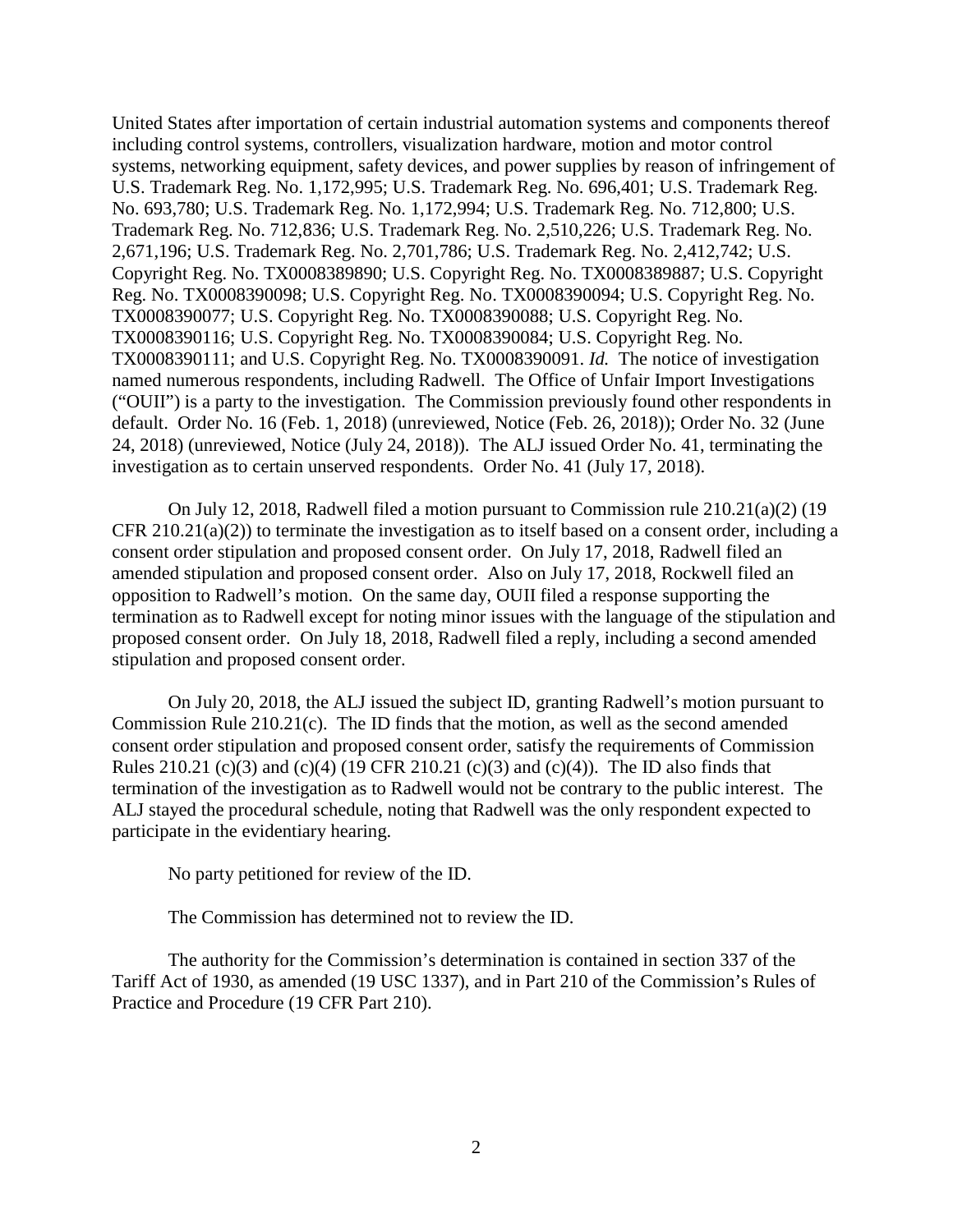United States after importation of certain industrial automation systems and components thereof including control systems, controllers, visualization hardware, motion and motor control systems, networking equipment, safety devices, and power supplies by reason of infringement of U.S. Trademark Reg. No. 1,172,995; U.S. Trademark Reg. No. 696,401; U.S. Trademark Reg. No. 693,780; U.S. Trademark Reg. No. 1,172,994; U.S. Trademark Reg. No. 712,800; U.S. Trademark Reg. No. 712,836; U.S. Trademark Reg. No. 2,510,226; U.S. Trademark Reg. No. 2,671,196; U.S. Trademark Reg. No. 2,701,786; U.S. Trademark Reg. No. 2,412,742; U.S. Copyright Reg. No. TX0008389890; U.S. Copyright Reg. No. TX0008389887; U.S. Copyright Reg. No. TX0008390098; U.S. Copyright Reg. No. TX0008390094; U.S. Copyright Reg. No. TX0008390077; U.S. Copyright Reg. No. TX0008390088; U.S. Copyright Reg. No. TX0008390116; U.S. Copyright Reg. No. TX0008390084; U.S. Copyright Reg. No. TX0008390111; and U.S. Copyright Reg. No. TX0008390091. *Id.* The notice of investigation named numerous respondents, including Radwell. The Office of Unfair Import Investigations ("OUII") is a party to the investigation. The Commission previously found other respondents in default. Order No. 16 (Feb. 1, 2018) (unreviewed, Notice (Feb. 26, 2018)); Order No. 32 (June 24, 2018) (unreviewed, Notice (July 24, 2018)). The ALJ issued Order No. 41, terminating the investigation as to certain unserved respondents. Order No. 41 (July 17, 2018).

On July 12, 2018, Radwell filed a motion pursuant to Commission rule 210.21(a)(2) (19 CFR 210.21(a)(2)) to terminate the investigation as to itself based on a consent order, including a consent order stipulation and proposed consent order. On July 17, 2018, Radwell filed an amended stipulation and proposed consent order. Also on July 17, 2018, Rockwell filed an opposition to Radwell's motion. On the same day, OUII filed a response supporting the termination as to Radwell except for noting minor issues with the language of the stipulation and proposed consent order. On July 18, 2018, Radwell filed a reply, including a second amended stipulation and proposed consent order.

On July 20, 2018, the ALJ issued the subject ID, granting Radwell's motion pursuant to Commission Rule 210.21(c). The ID finds that the motion, as well as the second amended consent order stipulation and proposed consent order, satisfy the requirements of Commission Rules 210.21 (c)(3) and (c)(4) (19 CFR 210.21 (c)(3) and (c)(4)). The ID also finds that termination of the investigation as to Radwell would not be contrary to the public interest. The ALJ stayed the procedural schedule, noting that Radwell was the only respondent expected to participate in the evidentiary hearing.

No party petitioned for review of the ID.

The Commission has determined not to review the ID.

The authority for the Commission's determination is contained in section 337 of the Tariff Act of 1930, as amended (19 USC 1337), and in Part 210 of the Commission's Rules of Practice and Procedure (19 CFR Part 210).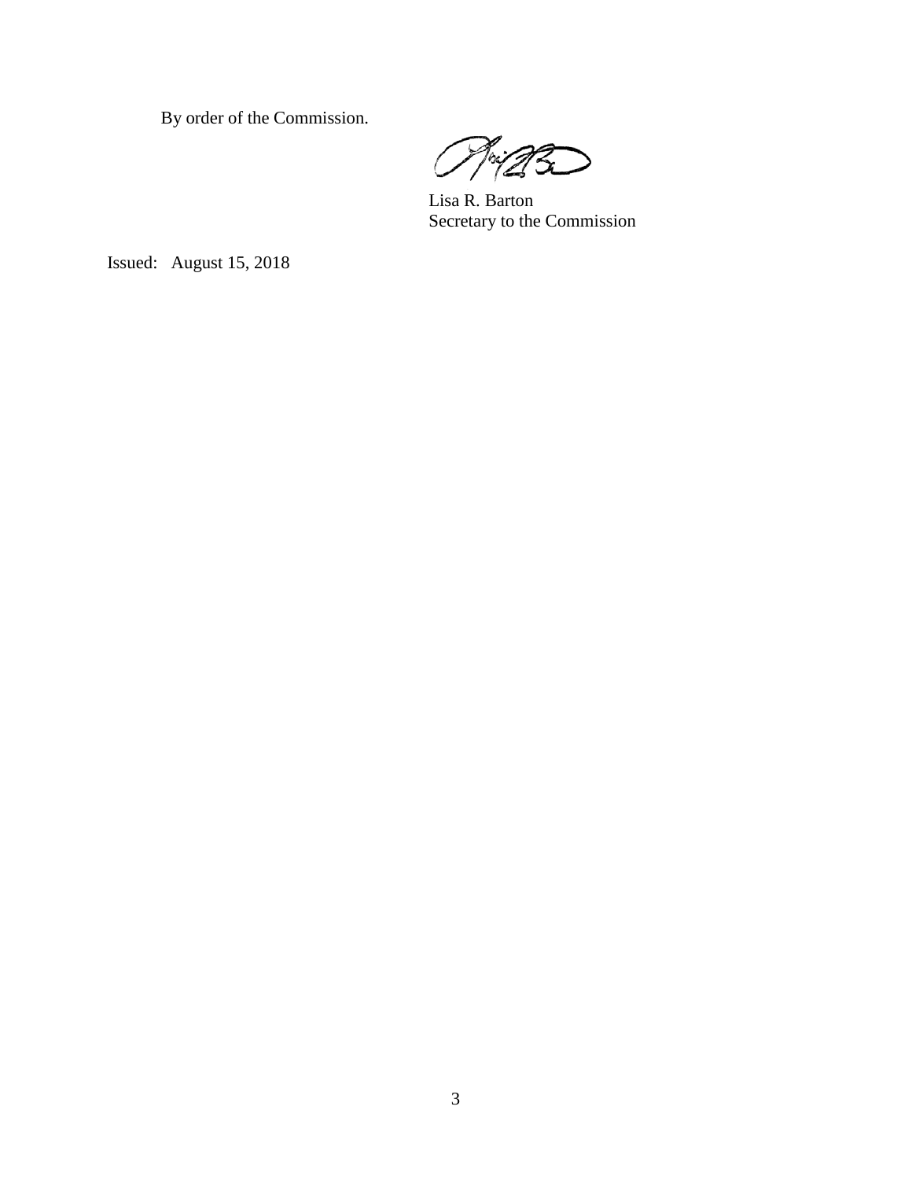By order of the Commission.

Lisa R. Barton
Secretary to the Commission

Issued: August 15, 2018